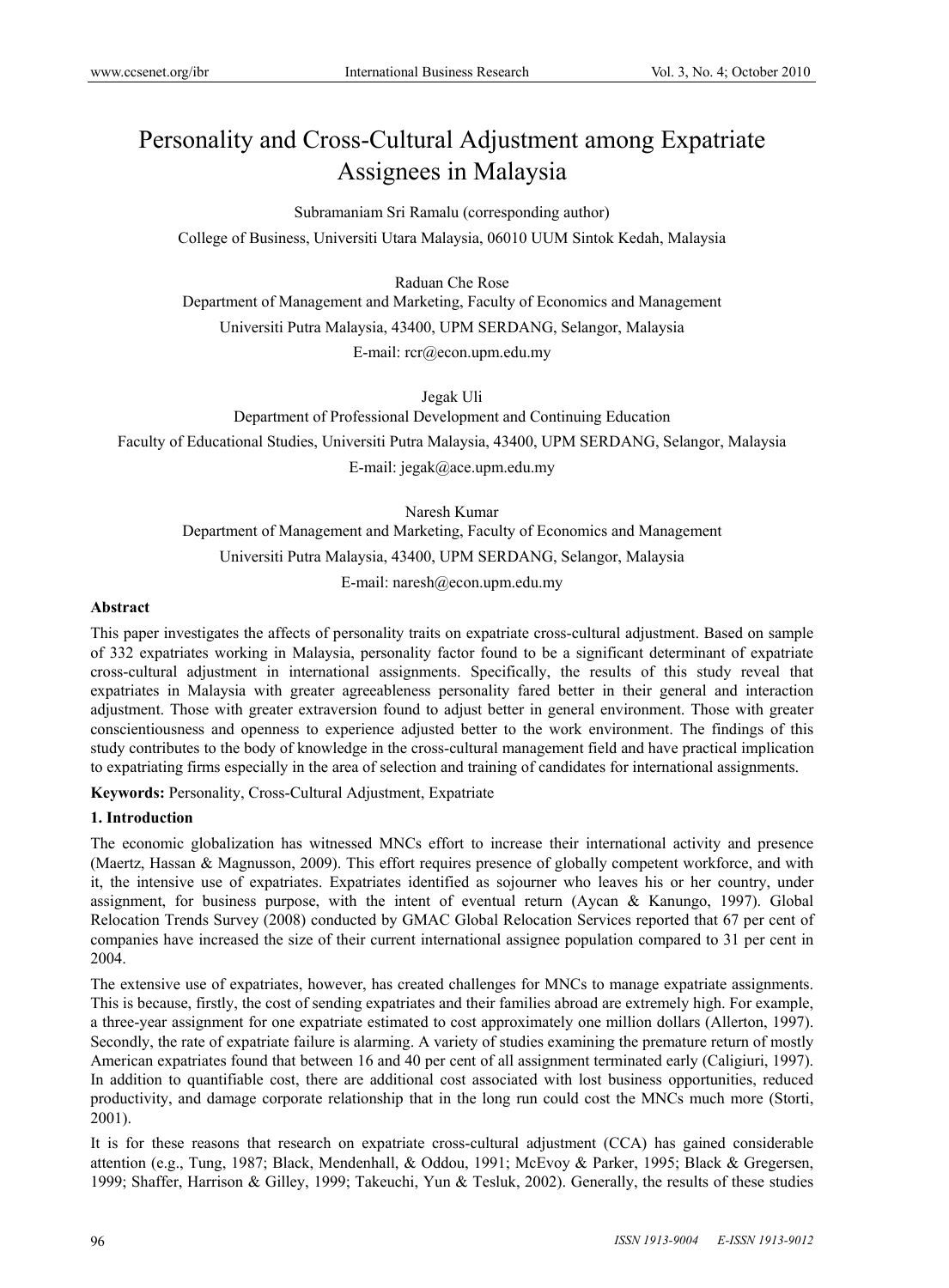# Personality and Cross-Cultural Adjustment among Expatriate Assignees in Malaysia

Subramaniam Sri Ramalu (corresponding author)

College of Business, Universiti Utara Malaysia, 06010 UUM Sintok Kedah, Malaysia

Raduan Che Rose

Department of Management and Marketing, Faculty of Economics and Management

Universiti Putra Malaysia, 43400, UPM SERDANG, Selangor, Malaysia

E-mail: rcr@econ.upm.edu.my

Jegak Uli

Department of Professional Development and Continuing Education

Faculty of Educational Studies, Universiti Putra Malaysia, 43400, UPM SERDANG, Selangor, Malaysia

E-mail: jegak@ace.upm.edu.my

Naresh Kumar

Department of Management and Marketing, Faculty of Economics and Management

Universiti Putra Malaysia, 43400, UPM SERDANG, Selangor, Malaysia

E-mail: naresh@econ.upm.edu.my

**Abstract**

This paper investigates the affects of personality traits on expatriate cross-cultural adjustment. Based on sample of 332 expatriates working in Malaysia, personality factor found to be a significant determinant of expatriate cross-cultural adjustment in international assignments. Specifically, the results of this study reveal that expatriates in Malaysia with greater agreeableness personality fared better in their general and interaction adjustment. Those with greater extraversion found to adjust better in general environment. Those with greater conscientiousness and openness to experience adjusted better to the work environment. The findings of this study contributes to the body of knowledge in the cross-cultural management field and have practical implication to expatriating firms especially in the area of selection and training of candidates for international assignments.

**Keywords:** Personality, Cross-Cultural Adjustment, Expatriate

## 1. Introduction

The economic globalization has witnessed MNCs effort to increase their international activity and presence (Maertz, Hassan & Magnusson, 2009). This effort requires presence of globally competent workforce, and with it, the intensive use of expatriates. Expatriates identified as sojourner who leaves his or her country, under assignment, for business purpose, with the intent of eventual return (Aycan & Kanungo, 1997). Global Relocation Trends Survey (2008) conducted by GMAC Global Relocation Services reported that 67 per cent of companies have increased the size of their current international assignee population compared to 31 per cent in 2004.

The extensive use of expatriates, however, has created challenges for MNCs to manage expatriate assignments. This is because, firstly, the cost of sending expatriates and their families abroad are extremely high. For example, a three-year assignment for one expatriate estimated to cost approximately one million dollars (Allerton, 1997). Secondly, the rate of expatriate failure is alarming. A variety of studies examining the premature return of mostly American expatriates found that between 16 and 40 per cent of all assignment terminated early (Caligiuri, 1997). In addition to quantifiable cost, there are additional cost associated with lost business opportunities, reduced productivity, and damage corporate relationship that in the long run could cost the MNCs much more (Storti, 2001).

It is for these reasons that research on expatriate cross-cultural adjustment (CCA) has gained considerable attention (e.g., Tung, 1987; Black, Mendenhall, & Oddou, 1991; McEvoy & Parker, 1995; Black & Gregersen, 1999; Shaffer, Harrison & Gilley, 1999; Takeuchi, Yun & Tesluk, 2002). Generally, the results of these studies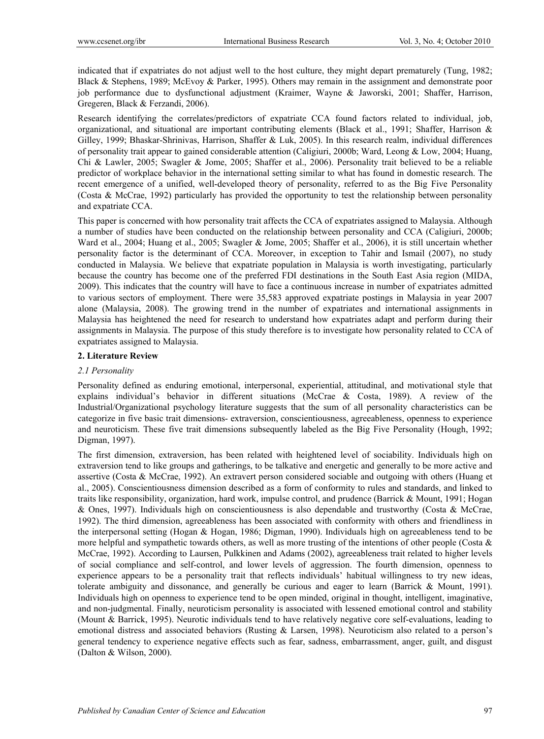indicated that if expatriates do not adjust well to the host culture, they might depart prematurely (Tung, 1982; Black & Stephens, 1989; McEvoy & Parker, 1995). Others may remain in the assignment and demonstrate poor job performance due to dysfunctional adjustment (Kraimer, Wayne & Jaworski, 2001; Shaffer, Harrison, Gregeren, Black & Ferzandi, 2006).

Research identifying the correlates/predictors of expatriate CCA found factors related to individual, job, organizational, and situational are important contributing elements (Black et al., 1991; Shaffer, Harrison & Gilley, 1999; Bhaskar-Shrinivas, Harrison, Shaffer & Luk, 2005). In this research realm, individual differences of personality trait appear to gained considerable attention (Caligiuri, 2000b; Ward, Leong & Low, 2004; Huang, Chi & Lawler, 2005; Swagler & Jome, 2005; Shaffer et al., 2006). Personality trait believed to be a reliable predictor of workplace behavior in the international setting similar to what has found in domestic research. The recent emergence of a unified, well-developed theory of personality, referred to as the Big Five Personality (Costa & McCrae, 1992) particularly has provided the opportunity to test the relationship between personality and expatriate CCA.

This paper is concerned with how personality trait affects the CCA of expatriates assigned to Malaysia. Although a number of studies have been conducted on the relationship between personality and CCA (Caligiuri, 2000b; Ward et al., 2004; Huang et al., 2005; Swagler & Jome, 2005; Shaffer et al., 2006), it is still uncertain whether personality factor is the determinant of CCA. Moreover, in exception to Tahir and Ismail (2007), no study conducted in Malaysia. We believe that expatriate population in Malaysia is worth investigating, particularly because the country has become one of the preferred FDI destinations in the South East Asia region (MIDA, 2009). This indicates that the country will have to face a continuous increase in number of expatriates admitted to various sectors of employment. There were 35,583 approved expatriate postings in Malaysia in year 2007 alone (Malaysia, 2008). The growing trend in the number of expatriates and international assignments in Malaysia has heightened the need for research to understand how expatriates adapt and perform during their assignments in Malaysia. The purpose of this study therefore is to investigate how personality related to CCA of expatriates assigned to Malaysia.

## 2. Literature Review

### *2.1 Personality*

Personality defined as enduring emotional, interpersonal, experiential, attitudinal, and motivational style that explains individual's behavior in different situations (McCrae & Costa, 1989). A review of the Industrial/Organizational psychology literature suggests that the sum of all personality characteristics can be categorize in five basic trait dimensions- extraversion, conscientiousness, agreeableness, openness to experience and neuroticism. These five trait dimensions subsequently labeled as the Big Five Personality (Hough, 1992; Digman, 1997).

The first dimension, extraversion, has been related with heightened level of sociability. Individuals high on extraversion tend to like groups and gatherings, to be talkative and energetic and generally to be more active and assertive (Costa & McCrae, 1992). An extravert person considered sociable and outgoing with others (Huang et al., 2005). Conscientiousness dimension described as a form of conformity to rules and standards, and linked to traits like responsibility, organization, hard work, impulse control, and prudence (Barrick & Mount, 1991; Hogan & Ones, 1997). Individuals high on conscientiousness is also dependable and trustworthy (Costa & McCrae, 1992). The third dimension, agreeableness has been associated with conformity with others and friendliness in the interpersonal setting (Hogan & Hogan, 1986; Digman, 1990). Individuals high on agreeableness tend to be more helpful and sympathetic towards others, as well as more trusting of the intentions of other people (Costa & McCrae, 1992). According to Laursen, Pulkkinen and Adams (2002), agreeableness trait related to higher levels of social compliance and self-control, and lower levels of aggression. The fourth dimension, openness to experience appears to be a personality trait that reflects individuals' habitual willingness to try new ideas, tolerate ambiguity and dissonance, and generally be curious and eager to learn (Barrick & Mount, 1991). Individuals high on openness to experience tend to be open minded, original in thought, intelligent, imaginative, and non-judgmental. Finally, neuroticism personality is associated with lessened emotional control and stability (Mount & Barrick, 1995). Neurotic individuals tend to have relatively negative core self-evaluations, leading to emotional distress and associated behaviors (Rusting & Larsen, 1998). Neuroticism also related to a person's general tendency to experience negative effects such as fear, sadness, embarrassment, anger, guilt, and disgust (Dalton & Wilson, 2000).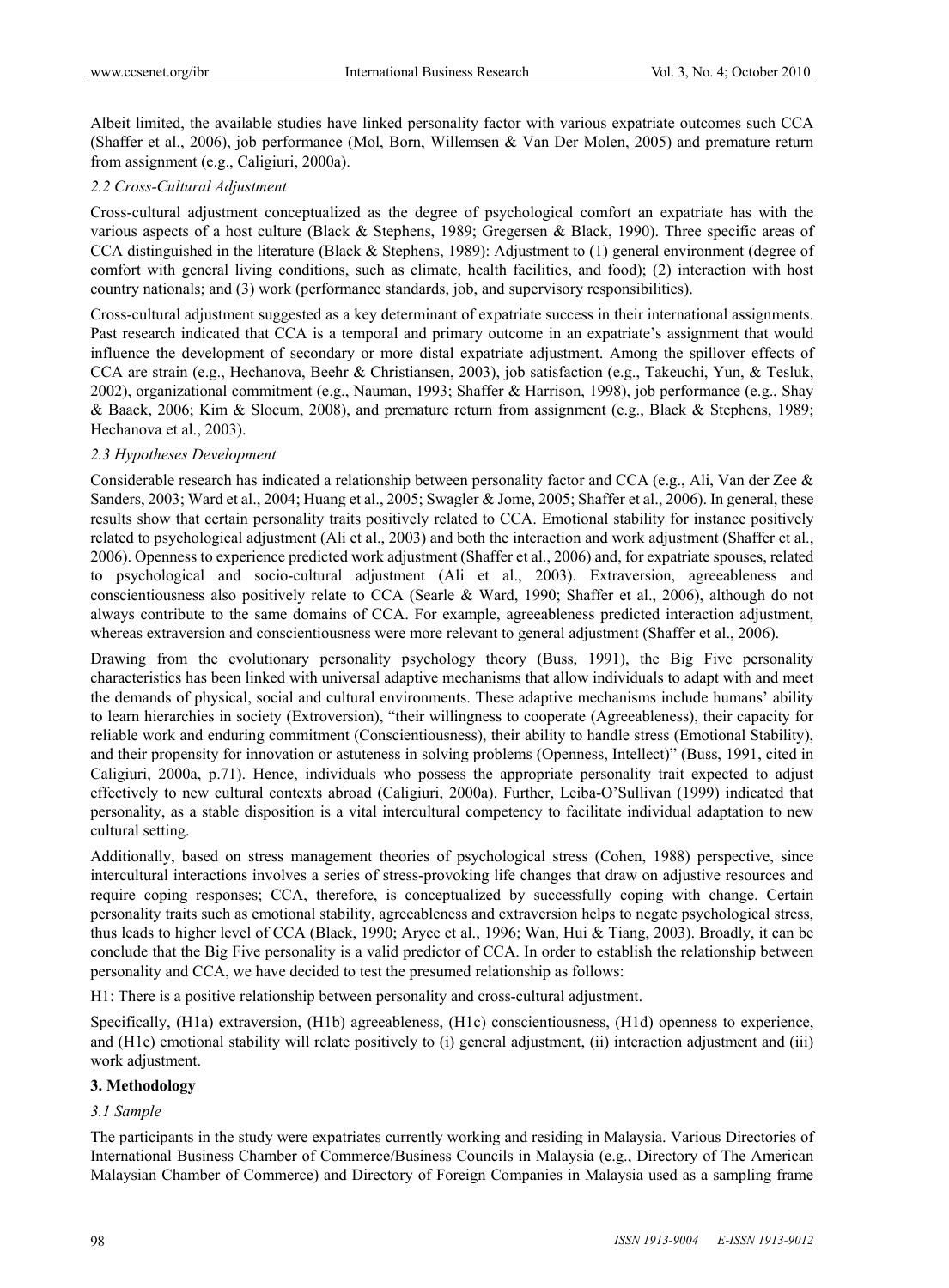Albeit limited, the available studies have linked personality factor with various expatriate outcomes such CCA (Shaffer et al., 2006), job performance (Mol, Born, Willemsen & Van Der Molen, 2005) and premature return from assignment (e.g., Caligiuri, 2000a).

### *2.2 Cross-Cultural Adjustment*

Cross-cultural adjustment conceptualized as the degree of psychological comfort an expatriate has with the various aspects of a host culture (Black & Stephens, 1989; Gregersen & Black, 1990). Three specific areas of CCA distinguished in the literature (Black & Stephens, 1989): Adjustment to (1) general environment (degree of comfort with general living conditions, such as climate, health facilities, and food); (2) interaction with host country nationals; and (3) work (performance standards, job, and supervisory responsibilities).

Cross-cultural adjustment suggested as a key determinant of expatriate success in their international assignments. Past research indicated that CCA is a temporal and primary outcome in an expatriate's assignment that would influence the development of secondary or more distal expatriate adjustment. Among the spillover effects of CCA are strain (e.g., Hechanova, Beehr & Christiansen, 2003), job satisfaction (e.g., Takeuchi, Yun, & Tesluk, 2002), organizational commitment (e.g., Nauman, 1993; Shaffer & Harrison, 1998), job performance (e.g., Shay & Baack, 2006; Kim & Slocum, 2008), and premature return from assignment (e.g., Black & Stephens, 1989; Hechanova et al., 2003).

### *2.3 Hypotheses Development*

Considerable research has indicated a relationship between personality factor and CCA (e.g., Ali, Van der Zee & Sanders, 2003; Ward et al., 2004; Huang et al., 2005; Swagler & Jome, 2005; Shaffer et al., 2006). In general, these results show that certain personality traits positively related to CCA. Emotional stability for instance positively related to psychological adjustment (Ali et al., 2003) and both the interaction and work adjustment (Shaffer et al., 2006). Openness to experience predicted work adjustment (Shaffer et al., 2006) and, for expatriate spouses, related to psychological and socio-cultural adjustment (Ali et al., 2003). Extraversion, agreeableness and conscientiousness also positively relate to CCA (Searle & Ward, 1990; Shaffer et al., 2006), although do not always contribute to the same domains of CCA. For example, agreeableness predicted interaction adjustment, whereas extraversion and conscientiousness were more relevant to general adjustment (Shaffer et al., 2006).

Drawing from the evolutionary personality psychology theory (Buss, 1991), the Big Five personality characteristics has been linked with universal adaptive mechanisms that allow individuals to adapt with and meet the demands of physical, social and cultural environments. These adaptive mechanisms include humans' ability to learn hierarchies in society (Extroversion), "their willingness to cooperate (Agreeableness), their capacity for reliable work and enduring commitment (Conscientiousness), their ability to handle stress (Emotional Stability), and their propensity for innovation or astuteness in solving problems (Openness, Intellect)" (Buss, 1991, cited in Caligiuri, 2000a, p.71). Hence, individuals who possess the appropriate personality trait expected to adjust effectively to new cultural contexts abroad (Caligiuri, 2000a). Further, Leiba-O'Sullivan (1999) indicated that personality, as a stable disposition is a vital intercultural competency to facilitate individual adaptation to new cultural setting.

Additionally, based on stress management theories of psychological stress (Cohen, 1988) perspective, since intercultural interactions involves a series of stress-provoking life changes that draw on adjustive resources and require coping responses; CCA, therefore, is conceptualized by successfully coping with change. Certain personality traits such as emotional stability, agreeableness and extraversion helps to negate psychological stress, thus leads to higher level of CCA (Black, 1990; Aryee et al., 1996; Wan, Hui & Tiang, 2003). Broadly, it can be conclude that the Big Five personality is a valid predictor of CCA. In order to establish the relationship between personality and CCA, we have decided to test the presumed relationship as follows:

H1: There is a positive relationship between personality and cross-cultural adjustment.

Specifically, (H1a) extraversion, (H1b) agreeableness, (H1c) conscientiousness, (H1d) openness to experience, and (H1e) emotional stability will relate positively to (i) general adjustment, (ii) interaction adjustment and (iii) work adjustment.

## **3. Methodology**

### *3.1 Sample*

The participants in the study were expatriates currently working and residing in Malaysia. Various Directories of International Business Chamber of Commerce/Business Councils in Malaysia (e.g., Directory of The American Malaysian Chamber of Commerce) and Directory of Foreign Companies in Malaysia used as a sampling frame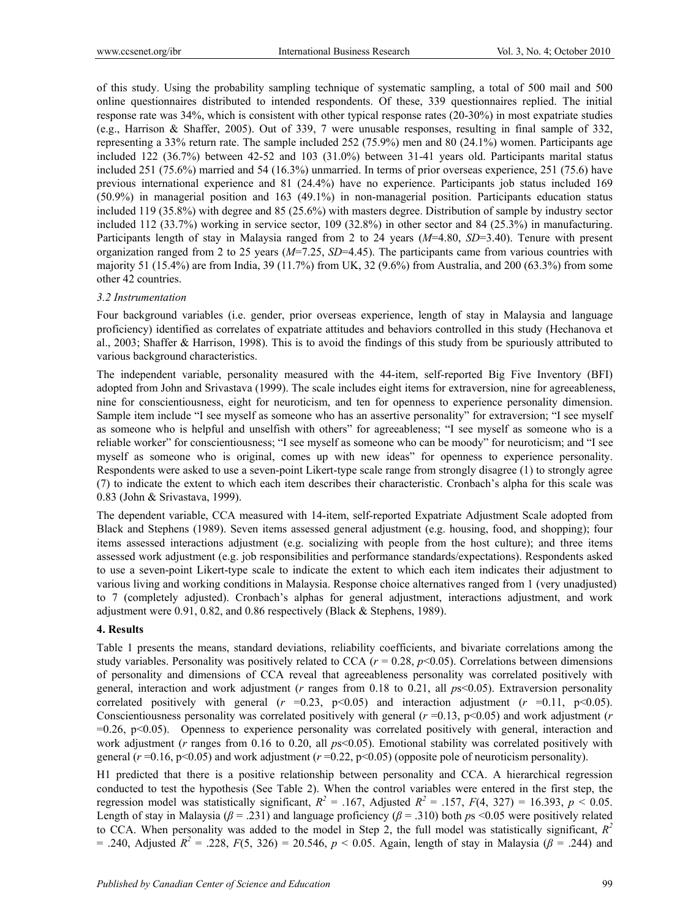of this study. Using the probability sampling technique of systematic sampling, a total of 500 mail and 500 online questionnaires distributed to intended respondents. Of these, 339 questionnaires replied. The initial response rate was 34%, which is consistent with other typical response rates (20-30%) in most expatriate studies (e.g., Harrison & Shaffer, 2005). Out of 339, 7 were unusable responses, resulting in final sample of 332, representing a 33% return rate. The sample included 252 (75.9%) men and 80 (24.1%) women. Participants age included 122 (36.7%) between 42-52 and 103 (31.0%) between 31-41 years old. Participants marital status included 251 (75.6%) married and 54 (16.3%) unmarried. In terms of prior overseas experience, 251 (75.6) have previous international experience and 81 (24.4%) have no experience. Participants job status included 169 (50.9%) in managerial position and 163 (49.1%) in non-managerial position. Participants education status included 119 (35.8%) with degree and 85 (25.6%) with masters degree. Distribution of sample by industry sector included 112 (33.7%) working in service sector, 109 (32.8%) in other sector and 84 (25.3%) in manufacturing. Participants length of stay in Malaysia ranged from 2 to 24 years (*M*=4.80, *SD*=3.40). Tenure with present organization ranged from 2 to 25 years (*M*=7.25, *SD*=4.45). The participants came from various countries with majority 51 (15.4%) are from India, 39 (11.7%) from UK, 32 (9.6%) from Australia, and 200 (63.3%) from some other 42 countries.

### 3.2 Instrumentation

Four background variables (i.e. gender, prior overseas experience, length of stay in Malaysia and language proficiency) identified as correlates of expatriate attitudes and behaviors controlled in this study (Hechanova et al., 2003; Shaffer & Harrison, 1998). This is to avoid the findings of this study from be spuriously attributed to various background characteristics.

The independent variable, personality measured with the 44-item, self-reported Big Five Inventory (BFI) adopted from John and Srivastava (1999). The scale includes eight items for extraversion, nine for agreeableness, nine for conscientiousness, eight for neuroticism, and ten for openness to experience personality dimension. Sample item include "I see myself as someone who has an assertive personality" for extraversion; "I see myself as someone who is helpful and unselfish with others" for agreeableness; "I see myself as someone who is a reliable worker" for conscientiousness; "I see myself as someone who can be moody" for neuroticism; and "I see myself as someone who is original, comes up with new ideas" for openness to experience personality. Respondents were asked to use a seven-point Likert-type scale range from strongly disagree (1) to strongly agree (7) to indicate the extent to which each item describes their characteristic. Cronbach's alpha for this scale was 0.83 (John & Srivastava, 1999).

The dependent variable, CCA measured with 14-item, self-reported Expatriate Adjustment Scale adopted from Black and Stephens (1989). Seven items assessed general adjustment (e.g. housing, food, and shopping); four items assessed interactions adjustment (e.g. socializing with people from the host culture); and three items assessed work adjustment (e.g. job responsibilities and performance standards/expectations). Respondents asked to use a seven-point Likert-type scale to indicate the extent to which each item indicates their adjustment to various living and working conditions in Malaysia. Response choice alternatives ranged from 1 (very unadjusted) to 7 (completely adjusted). Cronbach's alphas for general adjustment, interactions adjustment, and work adjustment were 0.91, 0.82, and 0.86 respectively (Black & Stephens, 1989).

## 4. Results

Table 1 presents the means, standard deviations, reliability coefficients, and bivariate correlations among the study variables. Personality was positively related to CCA ($r$ = 0.28, $p$<0.05). Correlations between dimensions of personality and dimensions of CCA reveal that agreeableness personality was correlated positively with general, interaction and work adjustment ($r$ ranges from 0.18 to 0.21, all $p$s<0.05). Extraversion personality correlated positively with general ($r$ =0.23, p<0.05) and interaction adjustment ($r$ =0.11, p<0.05). Conscientiousness personality was correlated positively with general ($r$ =0.13, p<0.05) and work adjustment ($r$ =0.26, p<0.05). Openness to experience personality was correlated positively with general, interaction and work adjustment ($r$ ranges from 0.16 to 0.20, all $p$s<0.05). Emotional stability was correlated positively with general ($r$ =0.16, p<0.05) and work adjustment ($r$ =0.22, p<0.05) (opposite pole of neuroticism personality).

H1 predicted that there is a positive relationship between personality and CCA. A hierarchical regression conducted to test the hypothesis (See Table 2). When the control variables were entered in the first step, the regression model was statistically significant, $R^2$ = .167, Adjusted $R^2$ = .157, $F(4, 327)$ = 16.393, $p$ < 0.05. Length of stay in Malaysia ($\beta$ = .231) and language proficiency ($\beta$ = .310) both $p$s <0.05 were positively related to CCA. When personality was added to the model in Step 2, the full model was statistically significant, $R^2$ = .240, Adjusted $R^2$ = .228, $F(5, 326)$ = 20.546, $p$ < 0.05. Again, length of stay in Malaysia ($\beta$ = .244) and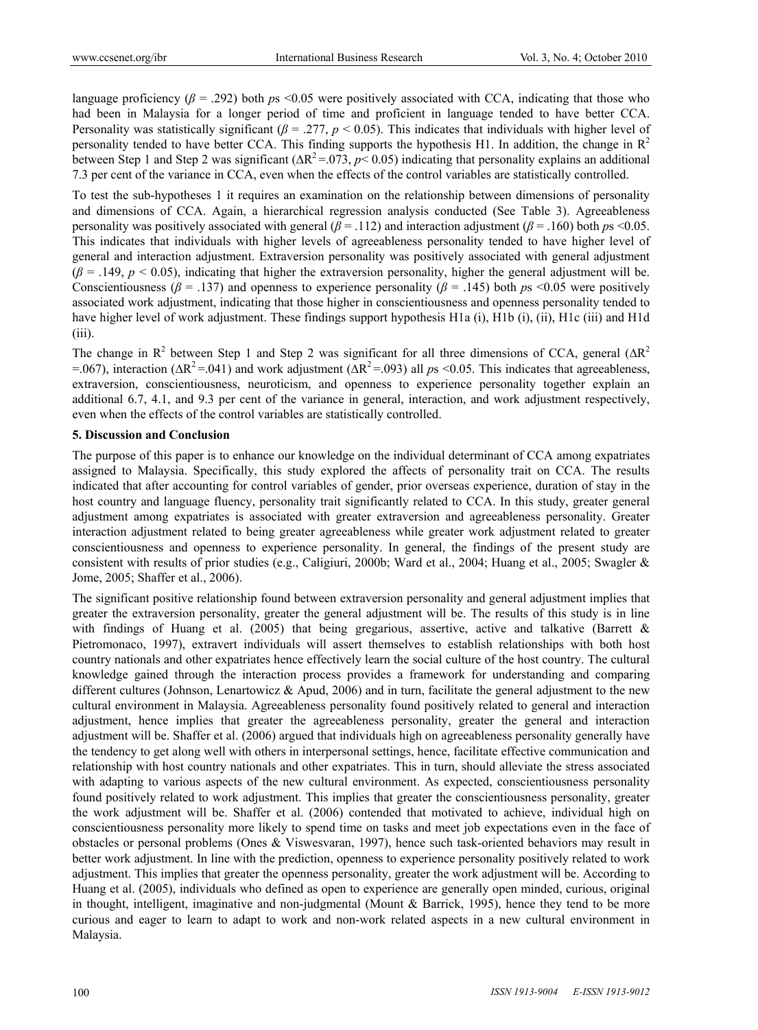language proficiency ($\beta$ = .292) both *p*s <0.05 were positively associated with CCA, indicating that those who had been in Malaysia for a longer period of time and proficient in language tended to have better CCA. Personality was statistically significant ($\beta$ = .277, $p < 0.05$). This indicates that individuals with higher level of personality tended to have better CCA. This finding supports the hypothesis H1. In addition, the change in $R^2$ between Step 1 and Step 2 was significant ($\Delta R^2$ =.073, $p$< 0.05) indicating that personality explains an additional 7.3 per cent of the variance in CCA, even when the effects of the control variables are statistically controlled.

To test the sub-hypotheses 1 it requires an examination on the relationship between dimensions of personality and dimensions of CCA. Again, a hierarchical regression analysis conducted (See Table 3). Agreeableness personality was positively associated with general ($\beta$ = .112) and interaction adjustment ($\beta$ = .160) both *p*s <0.05. This indicates that individuals with higher levels of agreeableness personality tended to have higher level of general and interaction adjustment. Extraversion personality was positively associated with general adjustment ($\beta$ = .149, $p < 0.05$), indicating that higher the extraversion personality, higher the general adjustment will be. Conscientiousness ($\beta$ = .137) and openness to experience personality ($\beta$ = .145) both *p*s <0.05 were positively associated work adjustment, indicating that those higher in conscientiousness and openness personality tended to have higher level of work adjustment. These findings support hypothesis H1a (i), H1b (i), (ii), H1c (iii) and H1d (iii).

The change in $R^2$ between Step 1 and Step 2 was significant for all three dimensions of CCA, general ($\Delta R^2$ =.067), interaction ($\Delta R^2$ =.041) and work adjustment ($\Delta R^2$ =.093) all *p*s <0.05. This indicates that agreeableness, extraversion, conscientiousness, neuroticism, and openness to experience personality together explain an additional 6.7, 4.1, and 9.3 per cent of the variance in general, interaction, and work adjustment respectively, even when the effects of the control variables are statistically controlled.

## 5. Discussion and Conclusion

The purpose of this paper is to enhance our knowledge on the individual determinant of CCA among expatriates assigned to Malaysia. Specifically, this study explored the affects of personality trait on CCA. The results indicated that after accounting for control variables of gender, prior overseas experience, duration of stay in the host country and language fluency, personality trait significantly related to CCA. In this study, greater general adjustment among expatriates is associated with greater extraversion and agreeableness personality. Greater interaction adjustment related to being greater agreeableness while greater work adjustment related to greater conscientiousness and openness to experience personality. In general, the findings of the present study are consistent with results of prior studies (e.g., Caligiuri, 2000b; Ward et al., 2004; Huang et al., 2005; Swagler & Jome, 2005; Shaffer et al., 2006).

The significant positive relationship found between extraversion personality and general adjustment implies that greater the extraversion personality, greater the general adjustment will be. The results of this study is in line with findings of Huang et al. (2005) that being gregarious, assertive, active and talkative (Barrett & Pietromonaco, 1997), extravert individuals will assert themselves to establish relationships with both host country nationals and other expatriates hence effectively learn the social culture of the host country. The cultural knowledge gained through the interaction process provides a framework for understanding and comparing different cultures (Johnson, Lenartowicz & Apud, 2006) and in turn, facilitate the general adjustment to the new cultural environment in Malaysia. Agreeableness personality found positively related to general and interaction adjustment, hence implies that greater the agreeableness personality, greater the general and interaction adjustment will be. Shaffer et al. (2006) argued that individuals high on agreeableness personality generally have the tendency to get along well with others in interpersonal settings, hence, facilitate effective communication and relationship with host country nationals and other expatriates. This in turn, should alleviate the stress associated with adapting to various aspects of the new cultural environment. As expected, conscientiousness personality found positively related to work adjustment. This implies that greater the conscientiousness personality, greater the work adjustment will be. Shaffer et al. (2006) contended that motivated to achieve, individual high on conscientiousness personality more likely to spend time on tasks and meet job expectations even in the face of obstacles or personal problems (Ones & Viswesvaran, 1997), hence such task-oriented behaviors may result in better work adjustment. In line with the prediction, openness to experience personality positively related to work adjustment. This implies that greater the openness personality, greater the work adjustment will be. According to Huang et al. (2005), individuals who defined as open to experience are generally open minded, curious, original in thought, intelligent, imaginative and non-judgmental (Mount & Barrick, 1995), hence they tend to be more curious and eager to learn to adapt to work and non-work related aspects in a new cultural environment in Malaysia.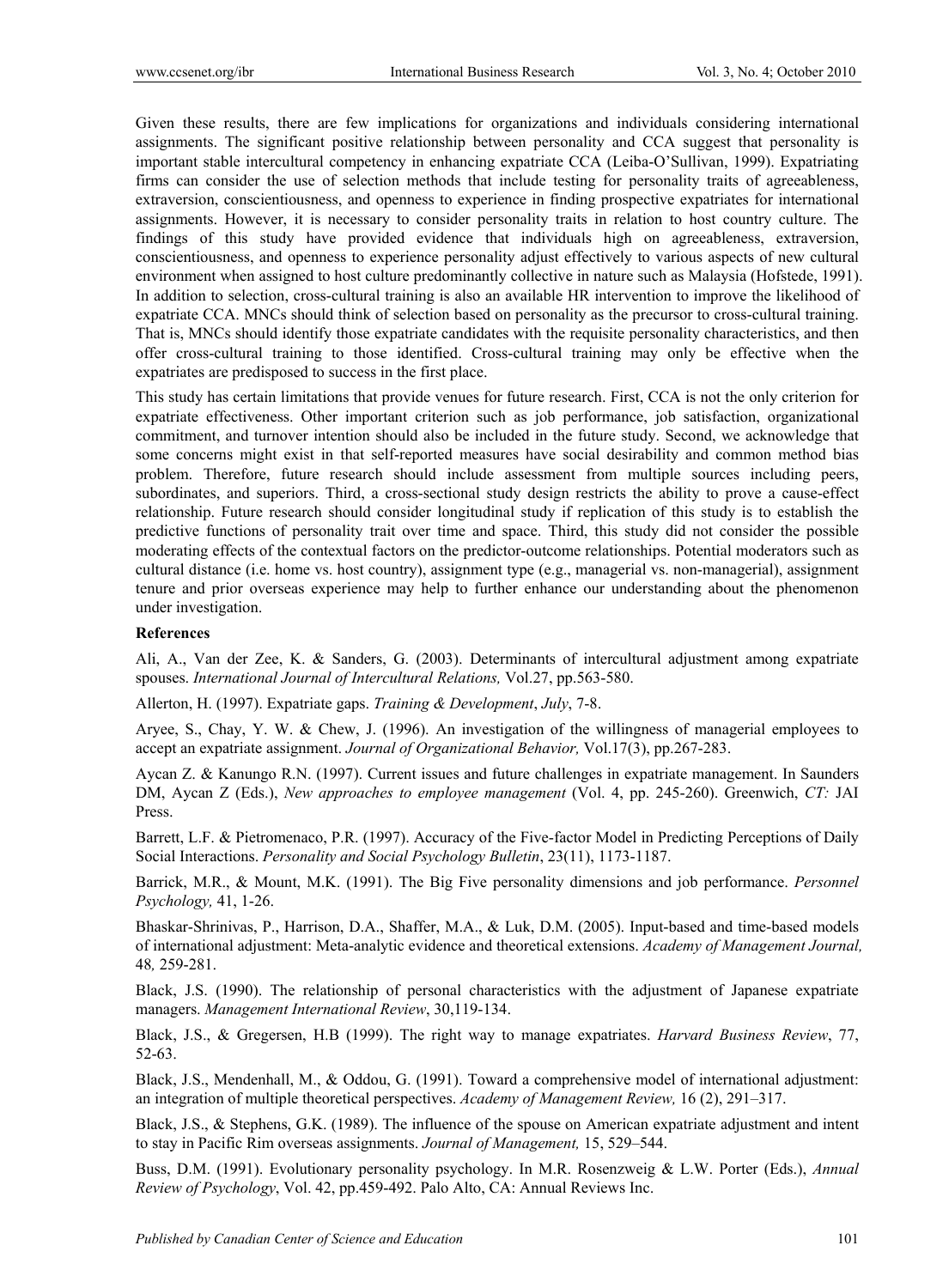Given these results, there are few implications for organizations and individuals considering international assignments. The significant positive relationship between personality and CCA suggest that personality is important stable intercultural competency in enhancing expatriate CCA (Leiba-O'Sullivan, 1999). Expatriating firms can consider the use of selection methods that include testing for personality traits of agreeableness, extraversion, conscientiousness, and openness to experience in finding prospective expatriates for international assignments. However, it is necessary to consider personality traits in relation to host country culture. The findings of this study have provided evidence that individuals high on agreeableness, extraversion, conscientiousness, and openness to experience personality adjust effectively to various aspects of new cultural environment when assigned to host culture predominantly collective in nature such as Malaysia (Hofstede, 1991). In addition to selection, cross-cultural training is also an available HR intervention to improve the likelihood of expatriate CCA. MNCs should think of selection based on personality as the precursor to cross-cultural training. That is, MNCs should identify those expatriate candidates with the requisite personality characteristics, and then offer cross-cultural training to those identified. Cross-cultural training may only be effective when the expatriates are predisposed to success in the first place.

This study has certain limitations that provide venues for future research. First, CCA is not the only criterion for expatriate effectiveness. Other important criterion such as job performance, job satisfaction, organizational commitment, and turnover intention should also be included in the future study. Second, we acknowledge that some concerns might exist in that self-reported measures have social desirability and common method bias problem. Therefore, future research should include assessment from multiple sources including peers, subordinates, and superiors. Third, a cross-sectional study design restricts the ability to prove a cause-effect relationship. Future research should consider longitudinal study if replication of this study is to establish the predictive functions of personality trait over time and space. Third, this study did not consider the possible moderating effects of the contextual factors on the predictor-outcome relationships. Potential moderators such as cultural distance (i.e. home vs. host country), assignment type (e.g., managerial vs. non-managerial), assignment tenure and prior overseas experience may help to further enhance our understanding about the phenomenon under investigation.

**References**

Ali, A., Van der Zee, K. & Sanders, G. (2003). Determinants of intercultural adjustment among expatriate spouses. *International Journal of Intercultural Relations,* Vol.27, pp.563-580.

Allerton, H. (1997). Expatriate gaps. *Training & Development*, *July*, 7-8.

Aryee, S., Chay, Y. W. & Chew, J. (1996). An investigation of the willingness of managerial employees to accept an expatriate assignment. *Journal of Organizational Behavior,* Vol.17(3), pp.267-283.

Aycan Z. & Kanungo R.N. (1997). Current issues and future challenges in expatriate management. In Saunders DM, Aycan Z (Eds.), *New approaches to employee management* (Vol. 4, pp. 245-260). Greenwich, *CT:* JAI Press.

Barrett, L.F. & Pietromenaco, P.R. (1997). Accuracy of the Five-factor Model in Predicting Perceptions of Daily Social Interactions. *Personality and Social Psychology Bulletin*, 23(11), 1173-1187.

Barrick, M.R., & Mount, M.K. (1991). The Big Five personality dimensions and job performance. *Personnel Psychology,* 41, 1-26.

Bhaskar-Shrinivas, P., Harrison, D.A., Shaffer, M.A., & Luk, D.M. (2005). Input-based and time-based models of international adjustment: Meta-analytic evidence and theoretical extensions. *Academy of Management Journal,* 48*,* 259-281.

Black, J.S. (1990). The relationship of personal characteristics with the adjustment of Japanese expatriate managers. *Management International Review*, 30,119-134.

Black, J.S., & Gregersen, H.B (1999). The right way to manage expatriates. *Harvard Business Review*, 77, 52-63.

Black, J.S., Mendenhall, M., & Oddou, G. (1991). Toward a comprehensive model of international adjustment: an integration of multiple theoretical perspectives. *Academy of Management Review,* 16 (2), 291–317.

Black, J.S., & Stephens, G.K. (1989). The influence of the spouse on American expatriate adjustment and intent to stay in Pacific Rim overseas assignments. *Journal of Management,* 15, 529–544.

Buss, D.M. (1991). Evolutionary personality psychology. In M.R. Rosenzweig & L.W. Porter (Eds.), *Annual Review of Psychology*, Vol. 42, pp.459-492. Palo Alto, CA: Annual Reviews Inc.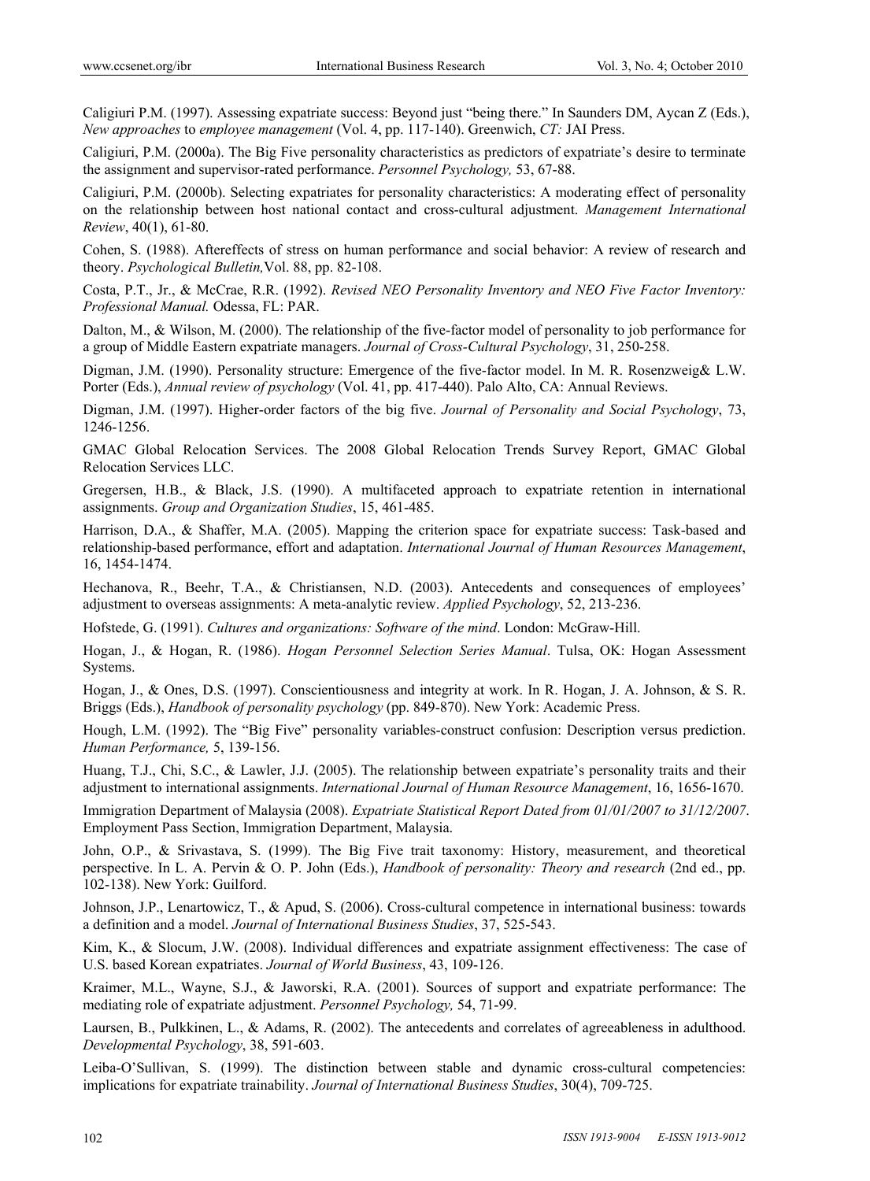Caligiuri P.M. (1997). Assessing expatriate success: Beyond just "being there." In Saunders DM, Aycan Z (Eds.), *New approaches* to *employee management* (Vol. 4, pp. 117-140). Greenwich, *CT:* JAI Press.

Caligiuri, P.M. (2000a). The Big Five personality characteristics as predictors of expatriate's desire to terminate the assignment and supervisor-rated performance. *Personnel Psychology,* 53, 67-88.

Caligiuri, P.M. (2000b). Selecting expatriates for personality characteristics: A moderating effect of personality on the relationship between host national contact and cross-cultural adjustment. *Management International Review*, 40(1), 61-80.

Cohen, S. (1988). Aftereffects of stress on human performance and social behavior: A review of research and theory. *Psychological Bulletin,*Vol. 88, pp. 82-108.

Costa, P.T., Jr., & McCrae, R.R. (1992). *Revised NEO Personality Inventory and NEO Five Factor Inventory: Professional Manual.* Odessa, FL: PAR.

Dalton, M., & Wilson, M. (2000). The relationship of the five-factor model of personality to job performance for a group of Middle Eastern expatriate managers. *Journal of Cross-Cultural Psychology*, 31, 250-258.

Digman, J.M. (1990). Personality structure: Emergence of the five-factor model. In M. R. Rosenzweig& L.W. Porter (Eds.), *Annual review of psychology* (Vol. 41, pp. 417-440). Palo Alto, CA: Annual Reviews.

Digman, J.M. (1997). Higher-order factors of the big five. *Journal of Personality and Social Psychology*, 73, 1246-1256.

GMAC Global Relocation Services. The 2008 Global Relocation Trends Survey Report, GMAC Global Relocation Services LLC.

Gregersen, H.B., & Black, J.S. (1990). A multifaceted approach to expatriate retention in international assignments. *Group and Organization Studies*, 15, 461-485.

Harrison, D.A., & Shaffer, M.A. (2005). Mapping the criterion space for expatriate success: Task-based and relationship-based performance, effort and adaptation. *International Journal of Human Resources Management*, 16, 1454-1474.

Hechanova, R., Beehr, T.A., & Christiansen, N.D. (2003). Antecedents and consequences of employees' adjustment to overseas assignments: A meta-analytic review. *Applied Psychology*, 52, 213-236.

Hofstede, G. (1991). *Cultures and organizations: Software of the mind*. London: McGraw-Hill.

Hogan, J., & Hogan, R. (1986). *Hogan Personnel Selection Series Manual*. Tulsa, OK: Hogan Assessment Systems.

Hogan, J., & Ones, D.S. (1997). Conscientiousness and integrity at work. In R. Hogan, J. A. Johnson, & S. R. Briggs (Eds.), *Handbook of personality psychology* (pp. 849-870). New York: Academic Press.

Hough, L.M. (1992). The "Big Five" personality variables-construct confusion: Description versus prediction. *Human Performance,* 5, 139-156.

Huang, T.J., Chi, S.C., & Lawler, J.J. (2005). The relationship between expatriate's personality traits and their adjustment to international assignments. *International Journal of Human Resource Management*, 16, 1656-1670.

Immigration Department of Malaysia (2008). *Expatriate Statistical Report Dated from 01/01/2007 to 31/12/2007*. Employment Pass Section, Immigration Department, Malaysia.

John, O.P., & Srivastava, S. (1999). The Big Five trait taxonomy: History, measurement, and theoretical perspective. In L. A. Pervin & O. P. John (Eds.), *Handbook of personality: Theory and research* (2nd ed., pp. 102-138). New York: Guilford.

Johnson, J.P., Lenartowicz, T., & Apud, S. (2006). Cross-cultural competence in international business: towards a definition and a model. *Journal of International Business Studies*, 37, 525-543.

Kim, K., & Slocum, J.W. (2008). Individual differences and expatriate assignment effectiveness: The case of U.S. based Korean expatriates. *Journal of World Business*, 43, 109-126.

Kraimer, M.L., Wayne, S.J., & Jaworski, R.A. (2001). Sources of support and expatriate performance: The mediating role of expatriate adjustment. *Personnel Psychology,* 54, 71-99.

Laursen, B., Pulkkinen, L., & Adams, R. (2002). The antecedents and correlates of agreeableness in adulthood. *Developmental Psychology*, 38, 591-603.

Leiba-O'Sullivan, S. (1999). The distinction between stable and dynamic cross-cultural competencies: implications for expatriate trainability. *Journal of International Business Studies*, 30(4), 709-725.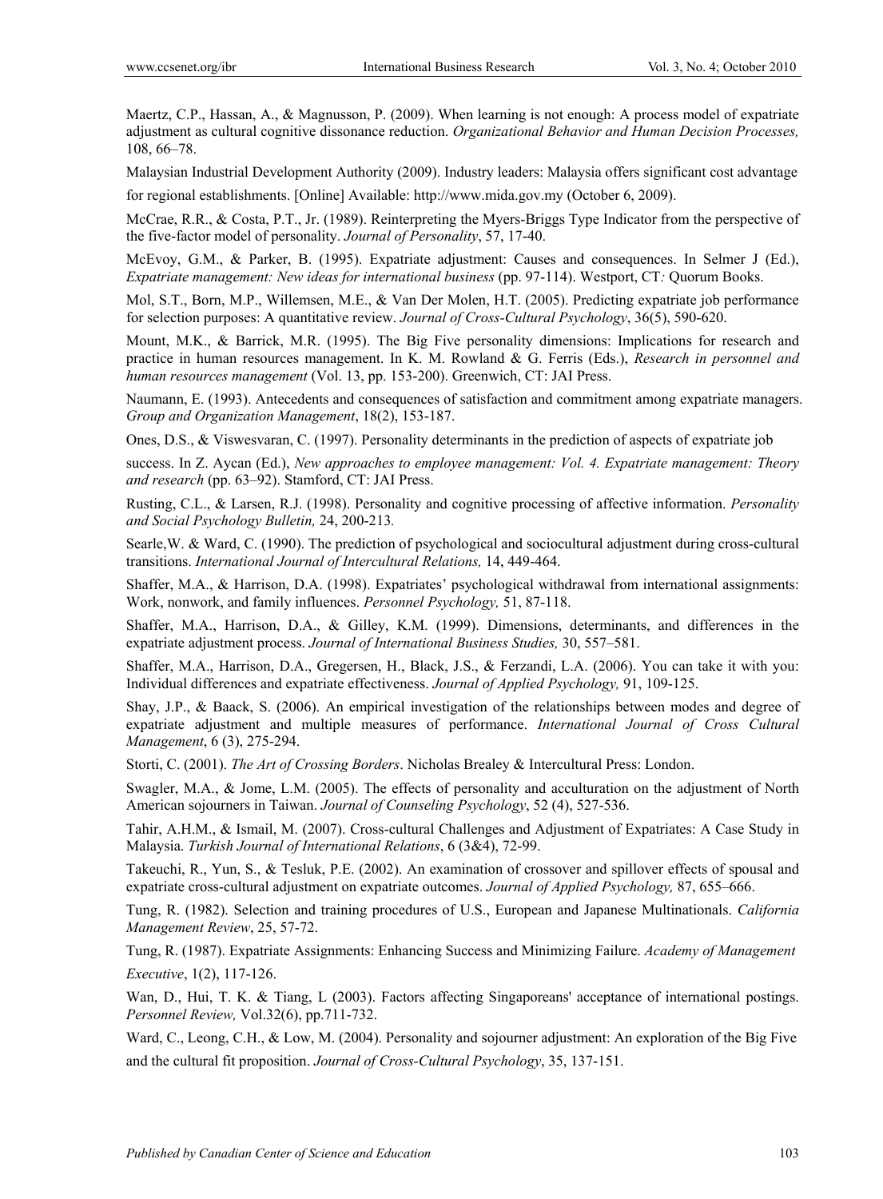Maertz, C.P., Hassan, A., & Magnusson, P. (2009). When learning is not enough: A process model of expatriate adjustment as cultural cognitive dissonance reduction. *Organizational Behavior and Human Decision Processes,* 108, 66–78.

Malaysian Industrial Development Authority (2009). Industry leaders: Malaysia offers significant cost advantage for regional establishments. [Online] Available: http://www.mida.gov.my (October 6, 2009).

McCrae, R.R., & Costa, P.T., Jr. (1989). Reinterpreting the Myers-Briggs Type Indicator from the perspective of the five-factor model of personality. *Journal of Personality*, 57, 17-40.

McEvoy, G.M., & Parker, B. (1995). Expatriate adjustment: Causes and consequences. In Selmer J (Ed.), *Expatriate management: New ideas for international business* (pp. 97-114). Westport, CT*:* Quorum Books.

Mol, S.T., Born, M.P., Willemsen, M.E., & Van Der Molen, H.T. (2005). Predicting expatriate job performance for selection purposes: A quantitative review. *Journal of Cross-Cultural Psychology*, 36(5), 590-620.

Mount, M.K., & Barrick, M.R. (1995). The Big Five personality dimensions: Implications for research and practice in human resources management. In K. M. Rowland & G. Ferris (Eds.), *Research in personnel and human resources management* (Vol. 13, pp. 153-200). Greenwich, CT: JAI Press.

Naumann, E. (1993). Antecedents and consequences of satisfaction and commitment among expatriate managers. *Group and Organization Management*, 18(2), 153-187.

Ones, D.S., & Viswesvaran, C. (1997). Personality determinants in the prediction of aspects of expatriate job success. In Z. Aycan (Ed.), *New approaches to employee management: Vol. 4. Expatriate management: Theory and research* (pp. 63–92). Stamford, CT: JAI Press.

Rusting, C.L., & Larsen, R.J. (1998). Personality and cognitive processing of affective information. *Personality and Social Psychology Bulletin,* 24, 200-213*.*

Searle,W. & Ward, C. (1990). The prediction of psychological and sociocultural adjustment during cross-cultural transitions. *International Journal of Intercultural Relations,* 14, 449-464.

Shaffer, M.A., & Harrison, D.A. (1998). Expatriates' psychological withdrawal from international assignments: Work, nonwork, and family influences. *Personnel Psychology,* 51, 87-118.

Shaffer, M.A., Harrison, D.A., & Gilley, K.M. (1999). Dimensions, determinants, and differences in the expatriate adjustment process. *Journal of International Business Studies,* 30, 557–581.

Shaffer, M.A., Harrison, D.A., Gregersen, H., Black, J.S., & Ferzandi, L.A. (2006). You can take it with you: Individual differences and expatriate effectiveness. *Journal of Applied Psychology,* 91, 109-125.

Shay, J.P., & Baack, S. (2006). An empirical investigation of the relationships between modes and degree of expatriate adjustment and multiple measures of performance. *International Journal of Cross Cultural Management*, 6 (3), 275-294.

Storti, C. (2001). *The Art of Crossing Borders*. Nicholas Brealey & Intercultural Press: London.

Swagler, M.A., & Jome, L.M. (2005). The effects of personality and acculturation on the adjustment of North American sojourners in Taiwan. *Journal of Counseling Psychology*, 52 (4), 527-536.

Tahir, A.H.M., & Ismail, M. (2007). Cross-cultural Challenges and Adjustment of Expatriates: A Case Study in Malaysia. *Turkish Journal of International Relations*, 6 (3&4), 72-99.

Takeuchi, R., Yun, S., & Tesluk, P.E. (2002). An examination of crossover and spillover effects of spousal and expatriate cross-cultural adjustment on expatriate outcomes. *Journal of Applied Psychology,* 87, 655–666.

Tung, R. (1982). Selection and training procedures of U.S., European and Japanese Multinationals. *California Management Review*, 25, 57-72.

Tung, R. (1987). Expatriate Assignments: Enhancing Success and Minimizing Failure. *Academy of Management Executive*, 1(2), 117-126.

Wan, D., Hui, T. K. & Tiang, L (2003). Factors affecting Singaporeans' acceptance of international postings. *Personnel Review,* Vol.32(6), pp.711-732.

Ward, C., Leong, C.H., & Low, M. (2004). Personality and sojourner adjustment: An exploration of the Big Five and the cultural fit proposition. *Journal of Cross-Cultural Psychology*, 35, 137-151.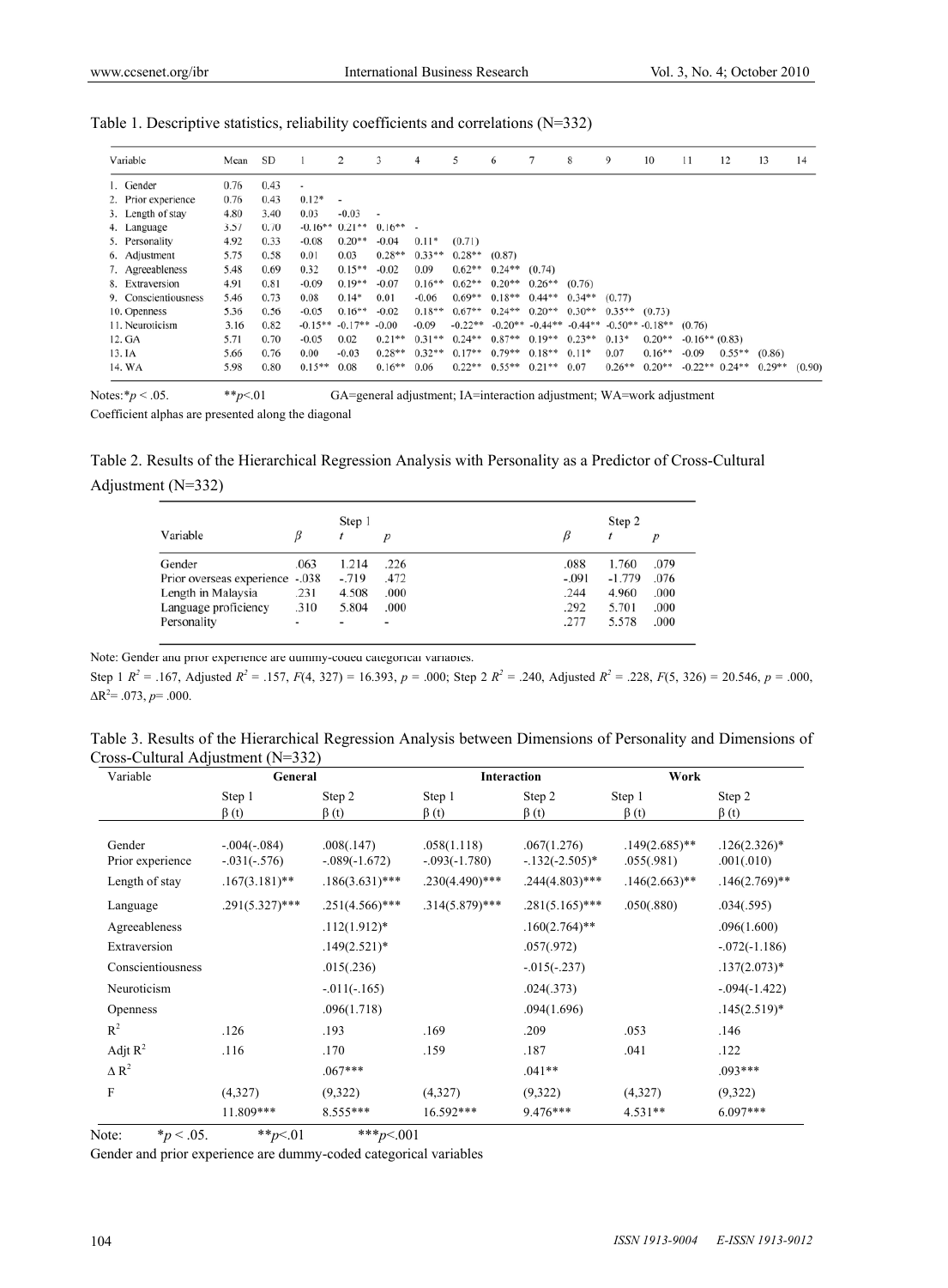Table 1. Descriptive statistics, reliability coefficients and correlations (N=332)

| Variable | Mean | SD | 1 | 2 | 3 | 4 | 5 | 6 | 7 | 8 | 9 | 10 | 11 | 12 | 13 | 14 |
|---|---|---|---|---|---|---|---|---|---|---|---|---|---|---|---|---|
| 1. Gender | 0.76 | 0.43 | - | | | | | | | | | | | | | |
| 2. Prior experience | 0.76 | 0.43 | 0.12* | - | | | | | | | | | | | | |
| 3. Length of stay | 4.80 | 3.40 | 0.03 | -0.03 | - | | | | | | | | | | | |
| 4. Language | 3.57 | 0.70 | -0.16** | 0.21** | 0.16** | - | | | | | | | | | | |
| 5. Personality | 4.92 | 0.33 | -0.08 | 0.20** | -0.04 | 0.11* | (0.71) | | | | | | | | | |
| 6. Adjustment | 5.75 | 0.58 | 0.01 | 0.03 | 0.28** | 0.33** | 0.28** | (0.87) | | | | | | | | |
| 7. Agreeableness | 5.48 | 0.69 | 0.32 | 0.15** | -0.02 | 0.09 | 0.62** | 0.24** | (0.74) | | | | | | | |
| 8. Extraversion | 4.91 | 0.81 | -0.09 | 0.19** | -0.07 | 0.16** | 0.62** | 0.20** | 0.26** | (0.76) | | | | | | |
| 9. Conscientiousness | 5.46 | 0.73 | 0.08 | 0.14* | 0.01 | -0.06 | 0.69** | 0.18** | 0.44** | 0.34** | (0.77) | | | | | |
| 10. Openness | 5.36 | 0.56 | -0.05 | 0.16** | -0.02 | 0.18** | 0.67** | 0.24** | 0.20** | 0.30** | 0.35** | (0.73) | | | | |
| 11. Neuroticism | 3.16 | 0.82 | -0.15** | -0.17** | -0.00 | -0.09 | -0.22** | -0.20** | -0.44** | -0.44** | -0.50** | -0.18** | (0.76) | | | |
| 12. GA | 5.71 | 0.70 | -0.05 | 0.02 | 0.21** | 0.31** | 0.24** | 0.87** | 0.19** | 0.23** | 0.13* | 0.20** | -0.16** | (0.83) | | |
| 13. IA | 5.66 | 0.76 | 0.00 | -0.03 | 0.28** | 0.32** | 0.17** | 0.79** | 0.18** | 0.11* | 0.07 | 0.16** | -0.09 | 0.55** | (0.86) | |
| 14. WA | 5.98 | 0.80 | 0.15** | 0.08 | 0.16** | 0.06 | 0.22** | 0.55** | 0.21** | 0.07 | 0.26** | 0.20** | -0.22** | 0.24** | 0.29** | (0.90) |

Notes: *$p < .05$. **$p < .01$ GA=general adjustment; IA=interaction adjustment; WA=work adjustment

Coefficient alphas are presented along the diagonal

Table 2. Results of the Hierarchical Regression Analysis with Personality as a Predictor of Cross-Cultural Adjustment (N=332)

| Variable | Step 1 $\beta$ | Step 1 $t$ | Step 1 $p$ | Step 2 $\beta$ | Step 2 $t$ | Step 2 $p$ |
|---|---|---|---|---|---|---|
| Gender | .063 | 1.214 | .226 | .088 | 1.760 | .079 |
| Prior overseas experience | -.038 | -.719 | .472 | -.091 | -1.779 | .076 |
| Length in Malaysia | .231 | 4.508 | .000 | .244 | 4.960 | .000 |
| Language proficiency | .310 | 5.804 | .000 | .292 | 5.701 | .000 |
| Personality | - | - | - | .277 | 5.578 | .000 |

Note: Gender and prior experience are dummy-coded categorical variables.

Step 1 $R^2 = .167$, Adjusted $R^2 = .157$, $F(4, 327) = 16.393$, $p = .000$; Step 2 $R^2 = .240$, Adjusted $R^2 = .228$, $F(5, 326) = 20.546$, $p = .000$, $\Delta R^2 = .073$, $p = .000$.

Table 3. Results of the Hierarchical Regression Analysis between Dimensions of Personality and Dimensions of Cross-Cultural Adjustment (N=332)

| Variable | General | | Interaction | | Work | |
|---|---|---|---|---|---|---|
| | Step 1 β (t) | Step 2 β (t) | Step 1 β (t) | Step 2 β (t) | Step 1 β (t) | Step 2 β (t) |
| Gender | -.004(-.084) | .008(.147) | .058(1.118) | .067(1.276) | .149(2.685)** | .126(2.326)* |
| Prior experience | -.031(-.576) | -.089(-1.672) | -.093(-1.780) | -.132(-2.505)* | .055(.981) | .001(.010) |
| Length of stay | .167(3.181)** | .186(3.631)*** | .230(4.490)*** | .244(4.803)*** | .146(2.663)** | .146(2.769)** |
| Language | .291(5.327)*** | .251(4.566)*** | .314(5.879)*** | .281(5.165)*** | .050(.880) | .034(.595) |
| Agreeableness | | .112(1.912)* | | .160(2.764)** | | .096(1.600) |
| Extraversion | | .149(2.521)* | | .057(.972) | | -.072(-1.186) |
| Conscientiousness | | .015(.236) | | -.015(-.237) | | .137(2.073)* |
| Neuroticism | | -.011(-.165) | | .024(.373) | | -.094(-1.422) |
| Openness | | .096(1.718) | | .094(1.696) | | .145(2.519)* |
| $R^2$ | .126 | .193 | .169 | .209 | .053 | .146 |
| Adjt $R^2$ | .116 | .170 | .159 | .187 | .041 | .122 |
| $\Delta R^2$ | | .067*** | | .041** | | .093*** |
| F | (4,327) 11.809*** | (9,322) 8.555*** | (4,327) 16.592*** | (9,322) 9.476*** | (4,327) 4.531** | (9,322) 6.097*** |

Note: *$p < .05$. **$p < .01$ ***$p < .001$

Gender and prior experience are dummy-coded categorical variables